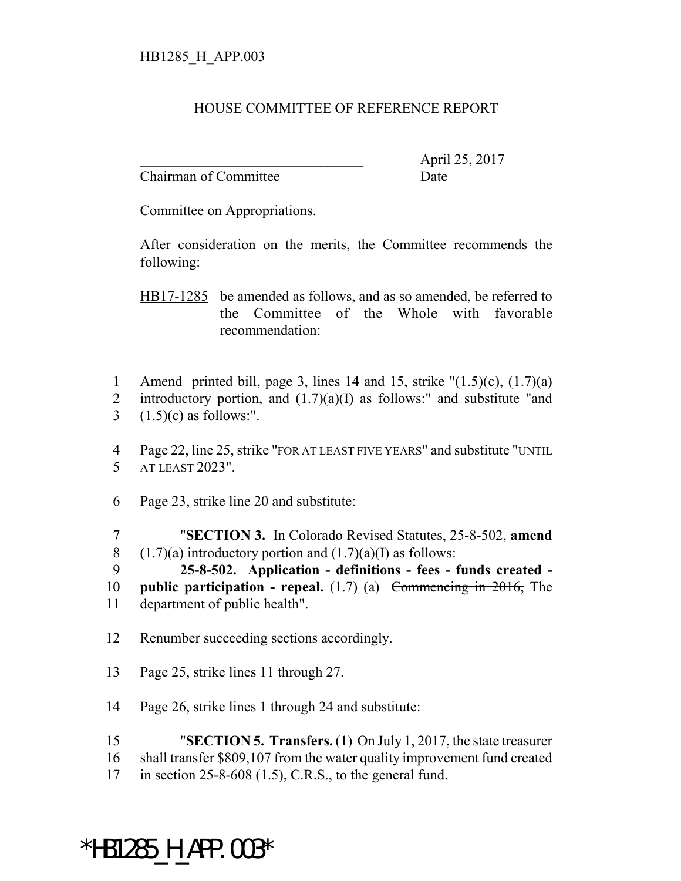HB1285_H_APP.003

HOUSE COMMITTEE OF REFERENCE REPORT

________________________________ April 25, 2017
Chairman of Committee Date

Committee on Appropriations.

After consideration on the merits, the Committee recommends the following:

HB17-1285 be amended as follows, and as so amended, be referred to the Committee of the Whole with favorable recommendation:

1 Amend printed bill, page 3, lines 14 and 15, strike "(1.5)(c), (1.7)(a)
2 introductory portion, and (1.7)(a)(I) as follows:" and substitute "and
3 (1.5)(c) as follows:".

4 Page 22, line 25, strike "FOR AT LEAST FIVE YEARS" and substitute "UNTIL
5 AT LEAST 2023".

6 Page 23, strike line 20 and substitute:

7 "**SECTION 3.** In Colorado Revised Statutes, 25-8-502, **amend**
8 (1.7)(a) introductory portion and (1.7)(a)(I) as follows:
9 **25-8-502. Application - definitions - fees - funds created -**
10 **public participation - repeal.** (1.7) (a) ~~Commencing in 2016,~~ The
11 department of public health".

12 Renumber succeeding sections accordingly.

13 Page 25, strike lines 11 through 27.

14 Page 26, strike lines 1 through 24 and substitute:

15 "**SECTION 5. Transfers.** (1) On July 1, 2017, the state treasurer
16 shall transfer $809,107 from the water quality improvement fund created
17 in section 25-8-608 (1.5), C.R.S., to the general fund.

*HB1285_H_APP.003*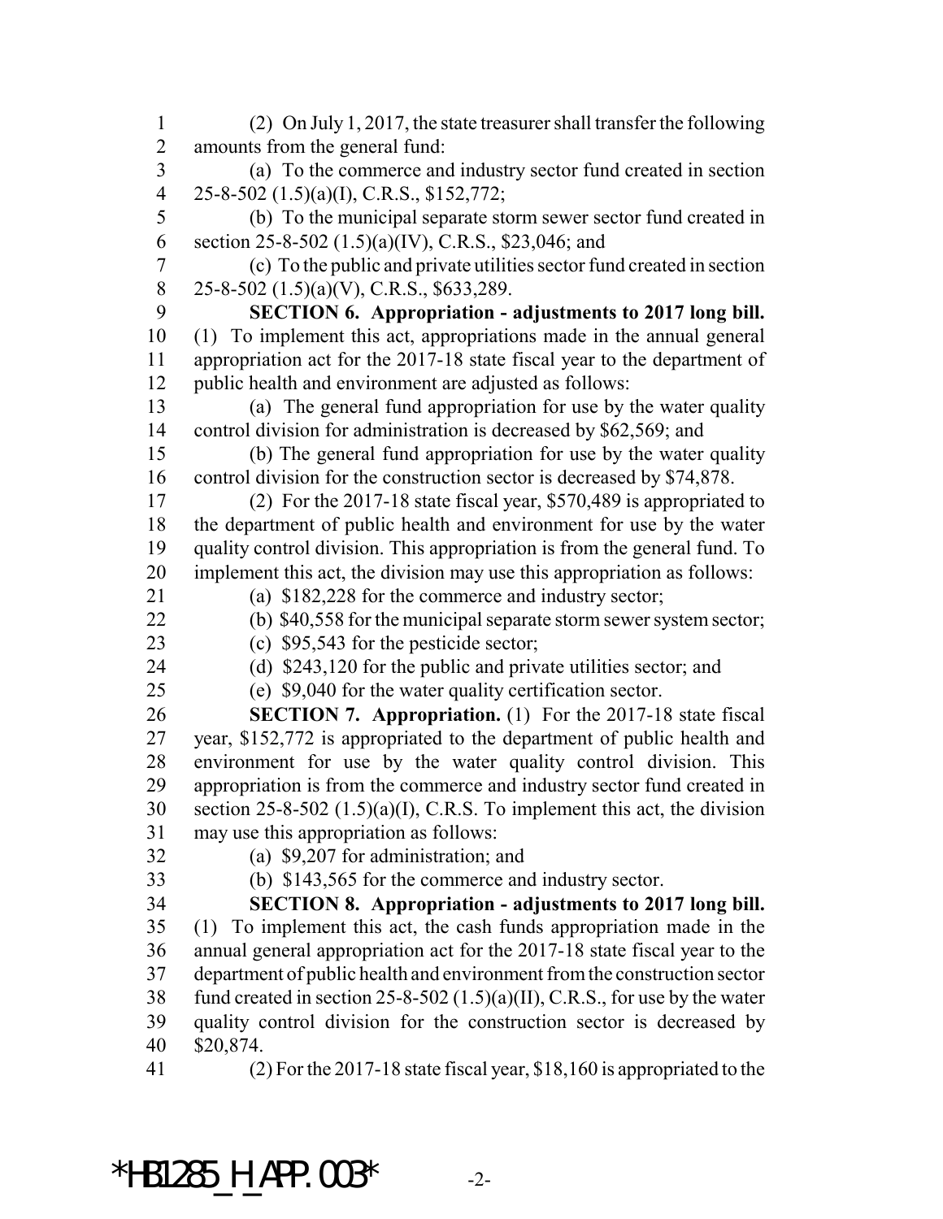(2) On July 1, 2017, the state treasurer shall transfer the following amounts from the general fund:

(a) To the commerce and industry sector fund created in section 25-8-502 (1.5)(a)(I), C.R.S., $152,772;

(b) To the municipal separate storm sewer sector fund created in section 25-8-502 (1.5)(a)(IV), C.R.S., $23,046; and

(c) To the public and private utilities sector fund created in section 25-8-502 (1.5)(a)(V), C.R.S., $633,289.

**SECTION 6. Appropriation - adjustments to 2017 long bill.** (1) To implement this act, appropriations made in the annual general appropriation act for the 2017-18 state fiscal year to the department of public health and environment are adjusted as follows:

(a) The general fund appropriation for use by the water quality control division for administration is decreased by $62,569; and

(b) The general fund appropriation for use by the water quality control division for the construction sector is decreased by $74,878.

(2) For the 2017-18 state fiscal year, $570,489 is appropriated to the department of public health and environment for use by the water quality control division. This appropriation is from the general fund. To implement this act, the division may use this appropriation as follows:

(a) $182,228 for the commerce and industry sector;

(b) $40,558 for the municipal separate storm sewer system sector;

(c) $95,543 for the pesticide sector;

(d) $243,120 for the public and private utilities sector; and

(e) $9,040 for the water quality certification sector.

**SECTION 7. Appropriation.** (1) For the 2017-18 state fiscal year, $152,772 is appropriated to the department of public health and environment for use by the water quality control division. This appropriation is from the commerce and industry sector fund created in section 25-8-502 (1.5)(a)(I), C.R.S. To implement this act, the division may use this appropriation as follows:

(a) $9,207 for administration; and

(b) $143,565 for the commerce and industry sector.

**SECTION 8. Appropriation - adjustments to 2017 long bill.** (1) To implement this act, the cash funds appropriation made in the annual general appropriation act for the 2017-18 state fiscal year to the department of public health and environment from the construction sector fund created in section 25-8-502 (1.5)(a)(II), C.R.S., for use by the water quality control division for the construction sector is decreased by $20,874.

(2) For the 2017-18 state fiscal year, $18,160 is appropriated to the

*HB1285_H_APP.003*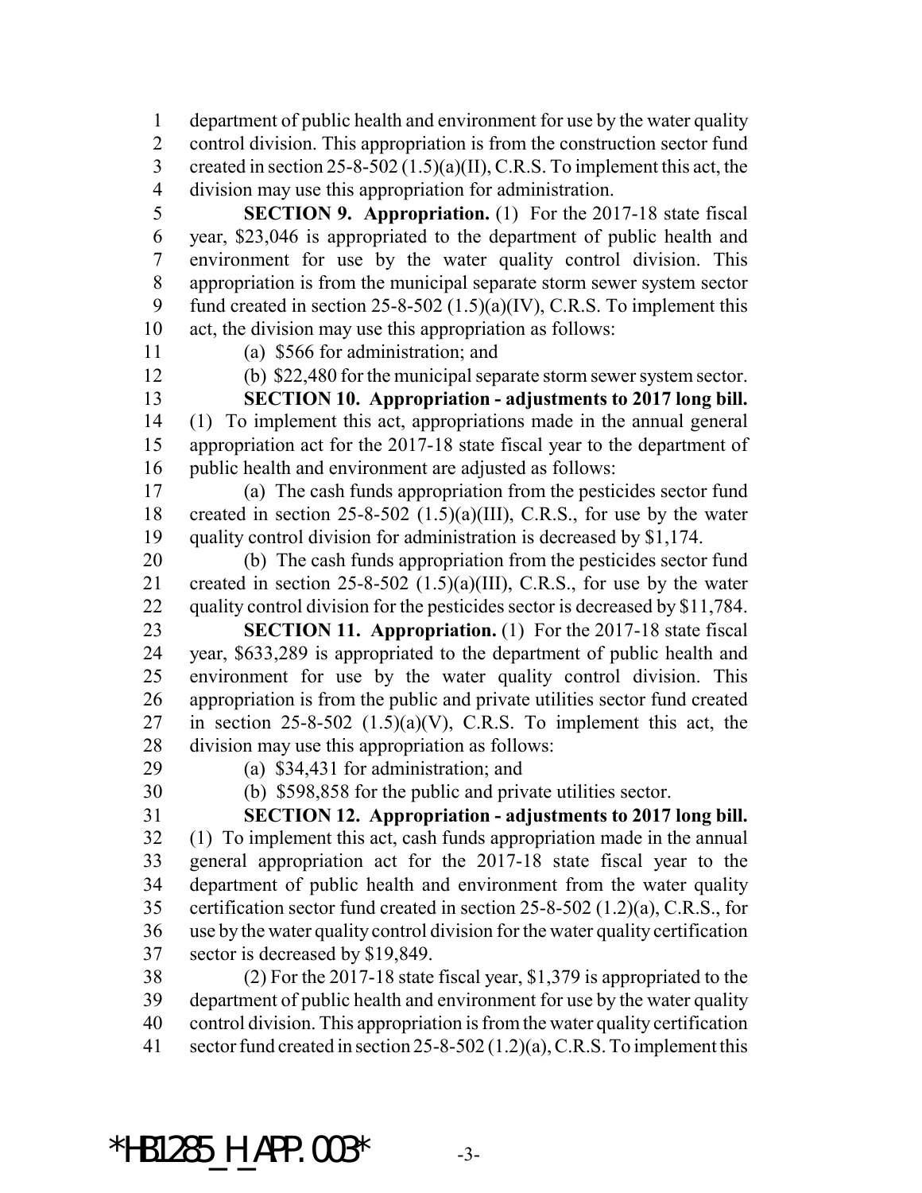department of public health and environment for use by the water quality control division. This appropriation is from the construction sector fund created in section 25-8-502 (1.5)(a)(II), C.R.S. To implement this act, the division may use this appropriation for administration.

**SECTION 9. Appropriation.** (1) For the 2017-18 state fiscal year, $23,046 is appropriated to the department of public health and environment for use by the water quality control division. This appropriation is from the municipal separate storm sewer system sector fund created in section 25-8-502 (1.5)(a)(IV), C.R.S. To implement this act, the division may use this appropriation as follows:

(a) $566 for administration; and

(b) $22,480 for the municipal separate storm sewer system sector.

**SECTION 10. Appropriation - adjustments to 2017 long bill.** (1) To implement this act, appropriations made in the annual general appropriation act for the 2017-18 state fiscal year to the department of public health and environment are adjusted as follows:

(a) The cash funds appropriation from the pesticides sector fund created in section 25-8-502 (1.5)(a)(III), C.R.S., for use by the water quality control division for administration is decreased by $1,174.

(b) The cash funds appropriation from the pesticides sector fund created in section 25-8-502 (1.5)(a)(III), C.R.S., for use by the water quality control division for the pesticides sector is decreased by $11,784.

**SECTION 11. Appropriation.** (1) For the 2017-18 state fiscal year, $633,289 is appropriated to the department of public health and environment for use by the water quality control division. This appropriation is from the public and private utilities sector fund created in section 25-8-502 (1.5)(a)(V), C.R.S. To implement this act, the division may use this appropriation as follows:

(a) $34,431 for administration; and

(b) $598,858 for the public and private utilities sector.

**SECTION 12. Appropriation - adjustments to 2017 long bill.** (1) To implement this act, cash funds appropriation made in the annual general appropriation act for the 2017-18 state fiscal year to the department of public health and environment from the water quality certification sector fund created in section 25-8-502 (1.2)(a), C.R.S., for use by the water quality control division for the water quality certification sector is decreased by $19,849.

(2) For the 2017-18 state fiscal year, $1,379 is appropriated to the department of public health and environment for use by the water quality control division. This appropriation is from the water quality certification sector fund created in section 25-8-502 (1.2)(a), C.R.S. To implement this

*HB1285_H_APP.003*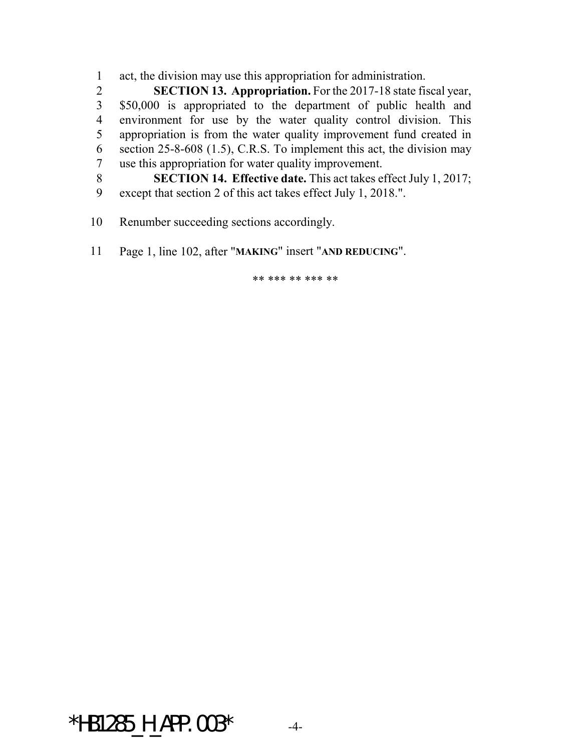act, the division may use this appropriation for administration.

**SECTION 13. Appropriation.** For the 2017-18 state fiscal year, $50,000 is appropriated to the department of public health and environment for use by the water quality control division. This appropriation is from the water quality improvement fund created in section 25-8-608 (1.5), C.R.S. To implement this act, the division may use this appropriation for water quality improvement.

**SECTION 14. Effective date.** This act takes effect July 1, 2017; except that section 2 of this act takes effect July 1, 2018.".

Renumber succeeding sections accordingly.

Page 1, line 102, after "**MAKING**" insert "**AND REDUCING**".

** *** ** *** **

*HB1285_H_APP.003*